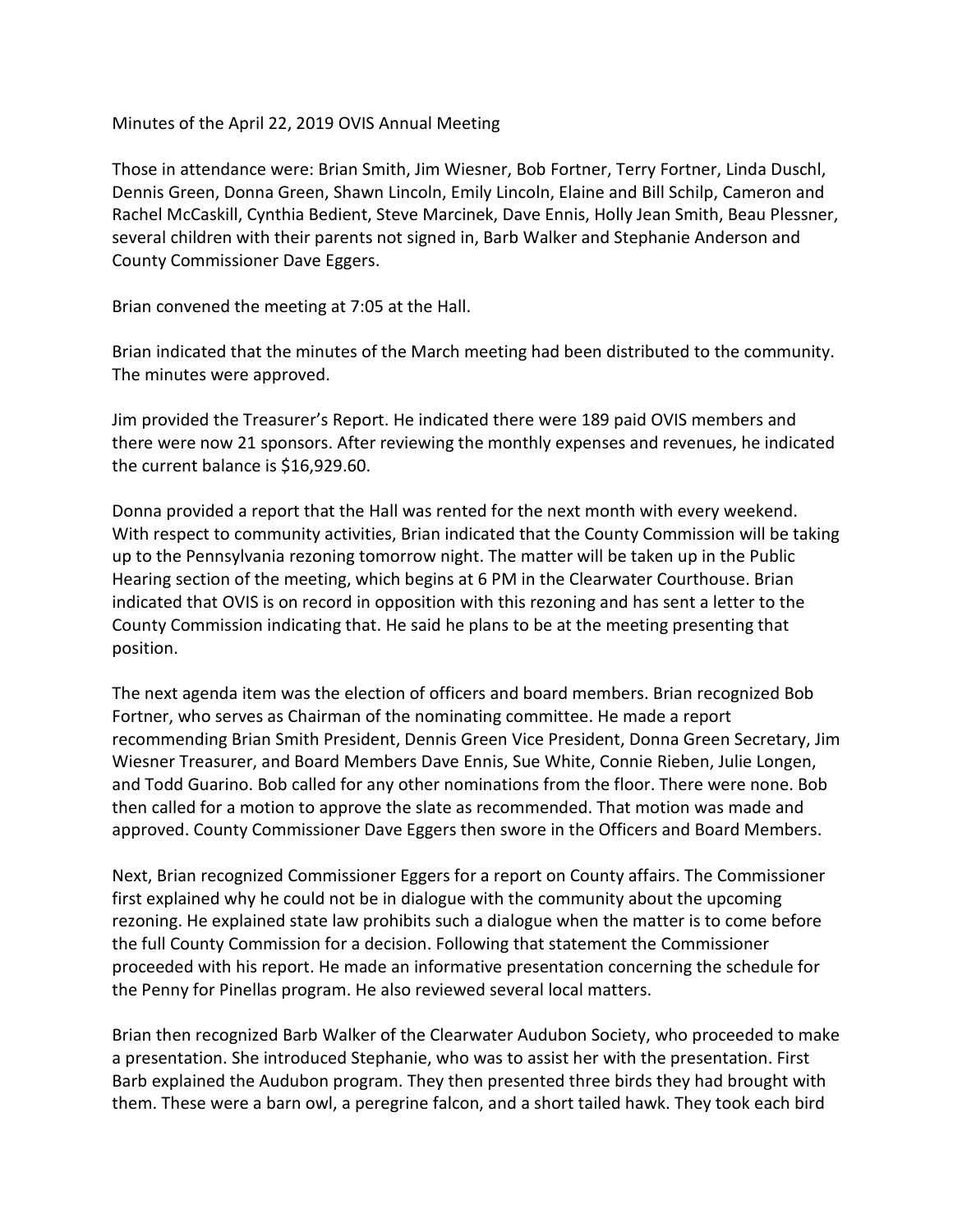Minutes of the April 22, 2019 OVIS Annual Meeting

Those in attendance were: Brian Smith, Jim Wiesner, Bob Fortner, Terry Fortner, Linda Duschl, Dennis Green, Donna Green, Shawn Lincoln, Emily Lincoln, Elaine and Bill Schilp, Cameron and Rachel McCaskill, Cynthia Bedient, Steve Marcinek, Dave Ennis, Holly Jean Smith, Beau Plessner, several children with their parents not signed in, Barb Walker and Stephanie Anderson and County Commissioner Dave Eggers.

Brian convened the meeting at 7:05 at the Hall.

Brian indicated that the minutes of the March meeting had been distributed to the community. The minutes were approved.

Jim provided the Treasurer's Report. He indicated there were 189 paid OVIS members and there were now 21 sponsors. After reviewing the monthly expenses and revenues, he indicated the current balance is $16,929.60.

Donna provided a report that the Hall was rented for the next month with every weekend. With respect to community activities, Brian indicated that the County Commission will be taking up to the Pennsylvania rezoning tomorrow night. The matter will be taken up in the Public Hearing section of the meeting, which begins at 6 PM in the Clearwater Courthouse. Brian indicated that OVIS is on record in opposition with this rezoning and has sent a letter to the County Commission indicating that. He said he plans to be at the meeting presenting that position.

The next agenda item was the election of officers and board members. Brian recognized Bob Fortner, who serves as Chairman of the nominating committee. He made a report recommending Brian Smith President, Dennis Green Vice President, Donna Green Secretary, Jim Wiesner Treasurer, and Board Members Dave Ennis, Sue White, Connie Rieben, Julie Longen, and Todd Guarino. Bob called for any other nominations from the floor. There were none. Bob then called for a motion to approve the slate as recommended. That motion was made and approved. County Commissioner Dave Eggers then swore in the Officers and Board Members.

Next, Brian recognized Commissioner Eggers for a report on County affairs. The Commissioner first explained why he could not be in dialogue with the community about the upcoming rezoning. He explained state law prohibits such a dialogue when the matter is to come before the full County Commission for a decision. Following that statement the Commissioner proceeded with his report. He made an informative presentation concerning the schedule for the Penny for Pinellas program. He also reviewed several local matters.

Brian then recognized Barb Walker of the Clearwater Audubon Society, who proceeded to make a presentation. She introduced Stephanie, who was to assist her with the presentation. First Barb explained the Audubon program. They then presented three birds they had brought with them. These were a barn owl, a peregrine falcon, and a short tailed hawk. They took each bird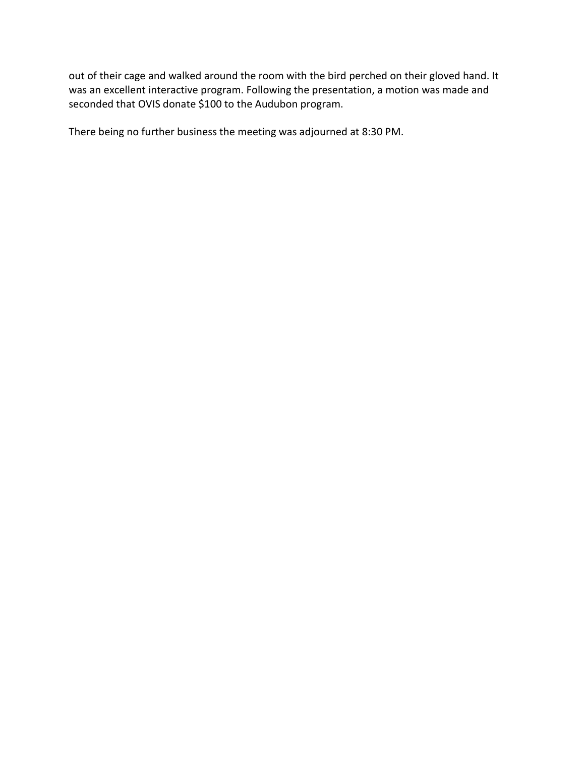out of their cage and walked around the room with the bird perched on their gloved hand. It was an excellent interactive program. Following the presentation, a motion was made and seconded that OVIS donate $100 to the Audubon program.

There being no further business the meeting was adjourned at 8:30 PM.